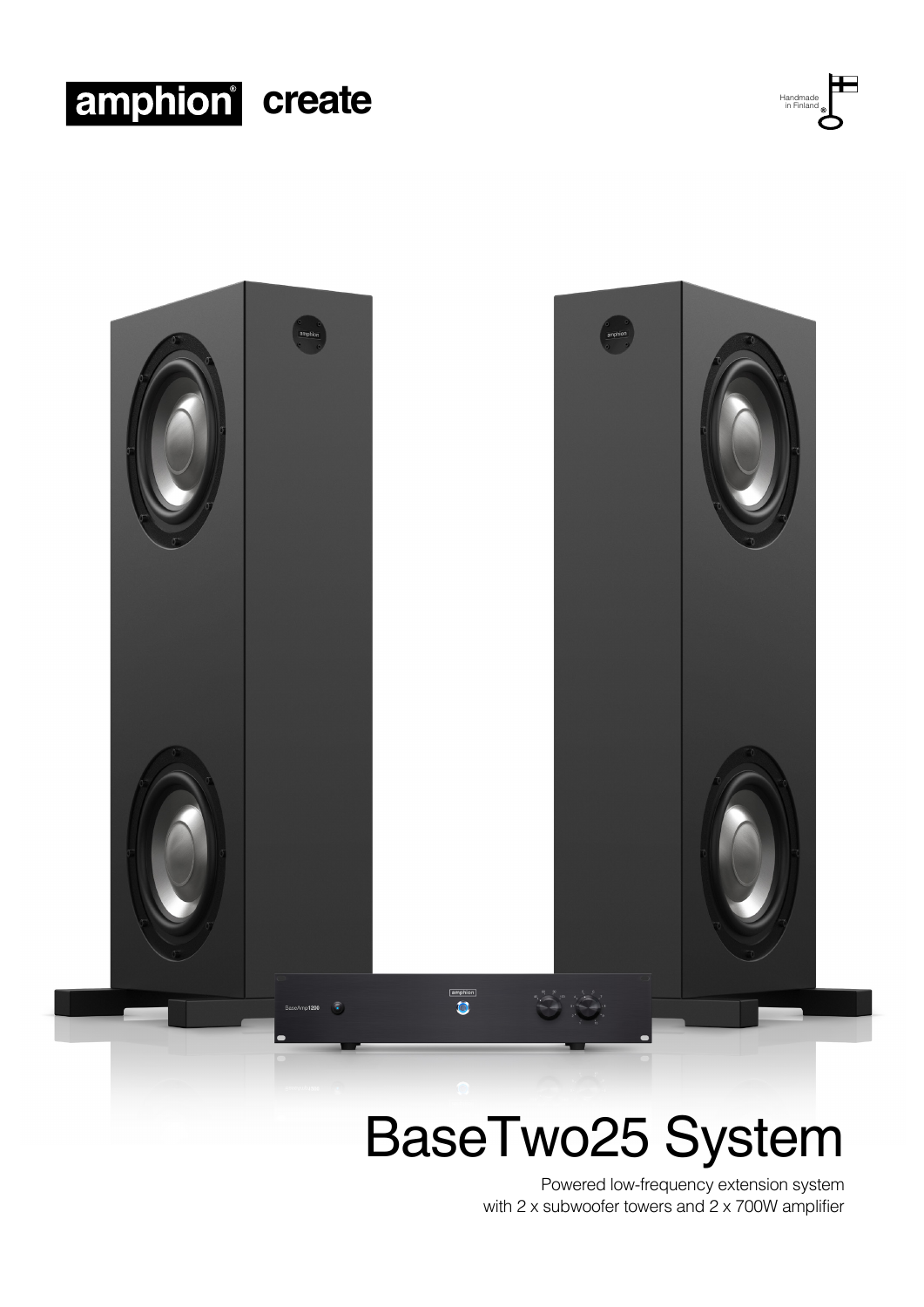amphion® create

Handmade in Finland

# BaseTwo25 System

Powered low-frequency extension system
with 2 x subwoofer towers and 2 x 700W amplifier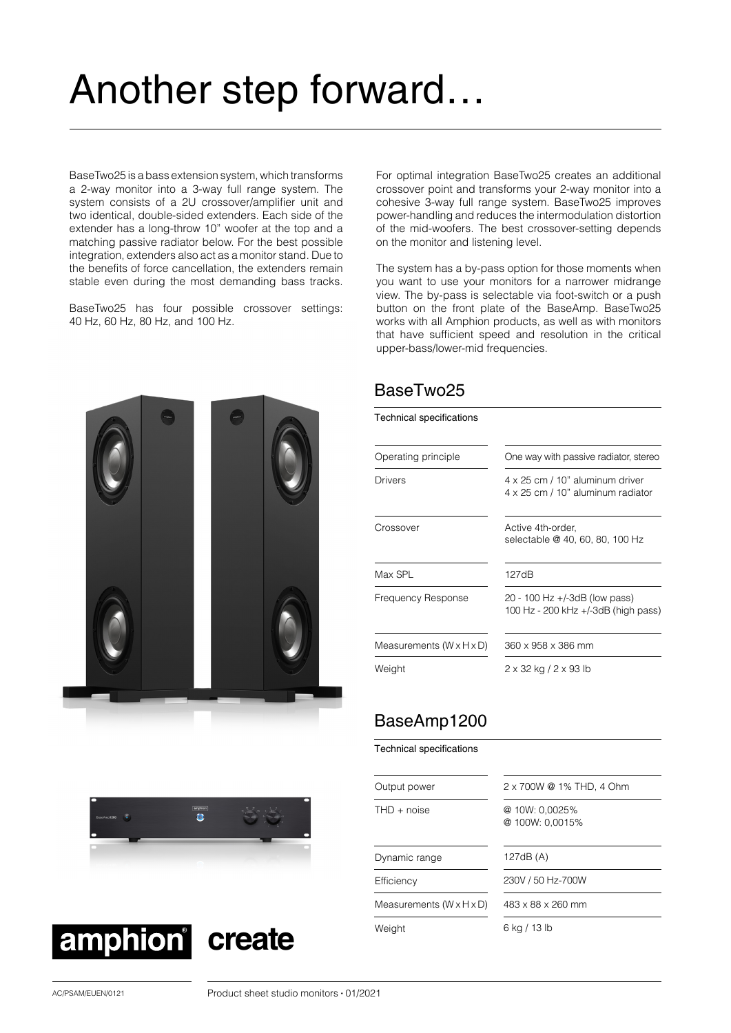# Another step forward…

BaseTwo25 is a bass extension system, which transforms a 2-way monitor into a 3-way full range system. The system consists of a 2U crossover/amplifier unit and two identical, double-sided extenders. Each side of the extender has a long-throw 10" woofer at the top and a matching passive radiator below. For the best possible integration, extenders also act as a monitor stand. Due to the benefits of force cancellation, the extenders remain stable even during the most demanding bass tracks.

BaseTwo25 has four possible crossover settings: 40 Hz, 60 Hz, 80 Hz, and 100 Hz.

For optimal integration BaseTwo25 creates an additional crossover point and transforms your 2-way monitor into a cohesive 3-way full range system. BaseTwo25 improves power-handling and reduces the intermodulation distortion of the mid-woofers. The best crossover-setting depends on the monitor and listening level.

The system has a by-pass option for those moments when you want to use your monitors for a narrower midrange view. The by-pass is selectable via foot-switch or a push button on the front plate of the BaseAmp. BaseTwo25 works with all Amphion products, as well as with monitors that have sufficient speed and resolution in the critical upper-bass/lower-mid frequencies.

## BaseTwo25

Technical specifications

| | |
|---|---|
| Operating principle | One way with passive radiator, stereo |
| Drivers | 4 x 25 cm / 10" aluminum driver<br>4 x 25 cm / 10" aluminum radiator |
| Crossover | Active 4th-order,<br>selectable @ 40, 60, 80, 100 Hz |
| Max SPL | 127dB |
| Frequency Response | 20 - 100 Hz +/-3dB (low pass)<br>100 Hz - 200 kHz +/-3dB (high pass) |
| Measurements (W x H x D) | 360 x 958 x 386 mm |
| Weight | 2 x 32 kg / 2 x 93 lb |

## BaseAmp1200

Technical specifications

| | |
|---|---|
| Output power | 2 x 700W @ 1% THD, 4 Ohm |
| THD + noise | @ 10W: 0,0025%<br>@ 100W: 0,0015% |
| Dynamic range | 127dB (A) |
| Efficiency | 230V / 50 Hz-700W |
| Measurements (W x H x D) | 483 x 88 x 260 mm |
| Weight | 6 kg / 13 lb |

amphion® create

AC/PSAM/EUEN/0121

Product sheet studio monitors • 01/2021